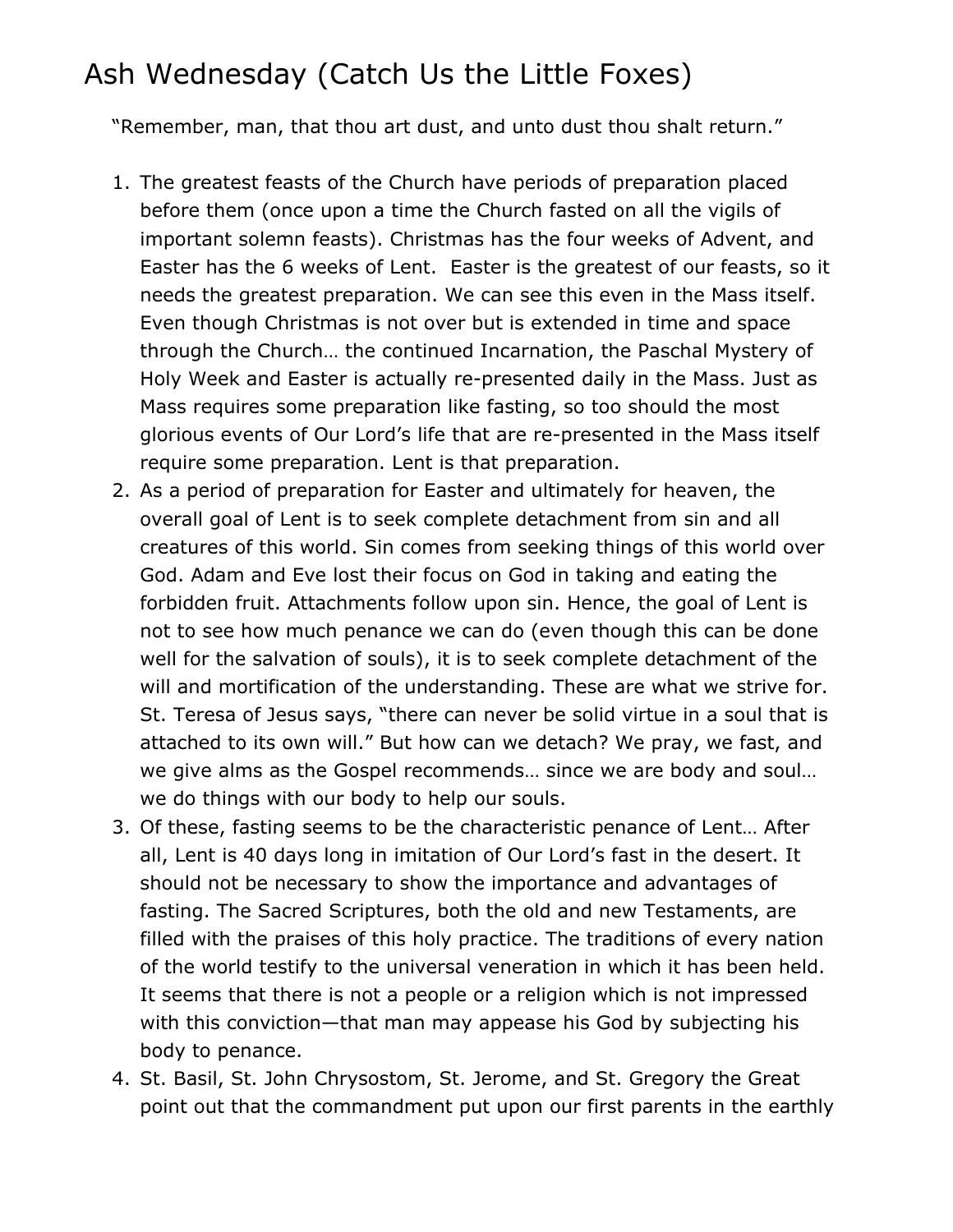# Ash Wednesday (Catch Us the Little Foxes)

"Remember, man, that thou art dust, and unto dust thou shalt return."

1. The greatest feasts of the Church have periods of preparation placed before them (once upon a time the Church fasted on all the vigils of important solemn feasts). Christmas has the four weeks of Advent, and Easter has the 6 weeks of Lent. Easter is the greatest of our feasts, so it needs the greatest preparation. We can see this even in the Mass itself. Even though Christmas is not over but is extended in time and space through the Church… the continued Incarnation, the Paschal Mystery of Holy Week and Easter is actually re-presented daily in the Mass. Just as Mass requires some preparation like fasting, so too should the most glorious events of Our Lord's life that are re-presented in the Mass itself require some preparation. Lent is that preparation.
2. As a period of preparation for Easter and ultimately for heaven, the overall goal of Lent is to seek complete detachment from sin and all creatures of this world. Sin comes from seeking things of this world over God. Adam and Eve lost their focus on God in taking and eating the forbidden fruit. Attachments follow upon sin. Hence, the goal of Lent is not to see how much penance we can do (even though this can be done well for the salvation of souls), it is to seek complete detachment of the will and mortification of the understanding. These are what we strive for. St. Teresa of Jesus says, "there can never be solid virtue in a soul that is attached to its own will." But how can we detach? We pray, we fast, and we give alms as the Gospel recommends… since we are body and soul… we do things with our body to help our souls.
3. Of these, fasting seems to be the characteristic penance of Lent… After all, Lent is 40 days long in imitation of Our Lord's fast in the desert. It should not be necessary to show the importance and advantages of fasting. The Sacred Scriptures, both the old and new Testaments, are filled with the praises of this holy practice. The traditions of every nation of the world testify to the universal veneration in which it has been held. It seems that there is not a people or a religion which is not impressed with this conviction—that man may appease his God by subjecting his body to penance.
4. St. Basil, St. John Chrysostom, St. Jerome, and St. Gregory the Great point out that the commandment put upon our first parents in the earthly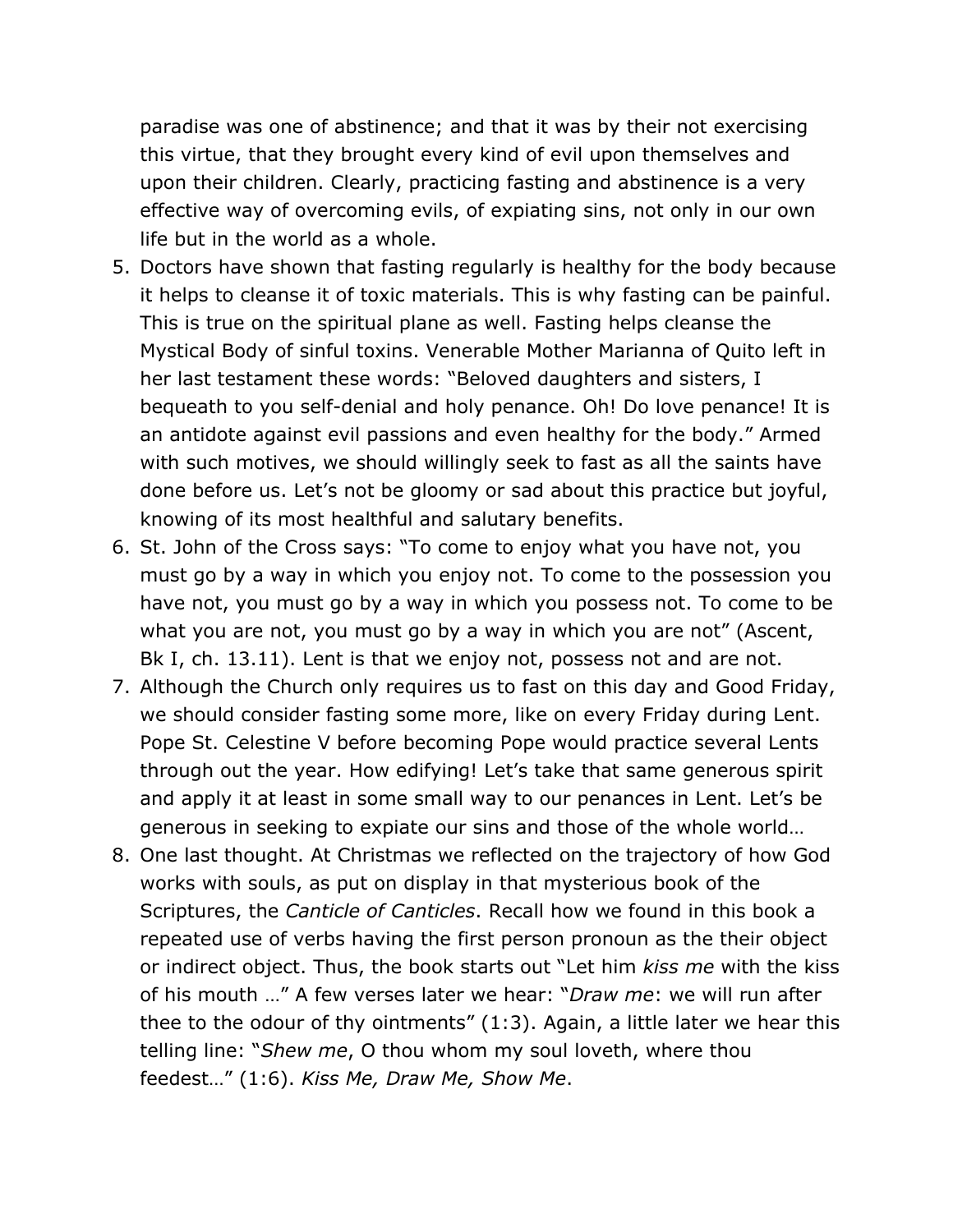paradise was one of abstinence; and that it was by their not exercising this virtue, that they brought every kind of evil upon themselves and upon their children. Clearly, practicing fasting and abstinence is a very effective way of overcoming evils, of expiating sins, not only in our own life but in the world as a whole.

5. Doctors have shown that fasting regularly is healthy for the body because it helps to cleanse it of toxic materials. This is why fasting can be painful. This is true on the spiritual plane as well. Fasting helps cleanse the Mystical Body of sinful toxins. Venerable Mother Marianna of Quito left in her last testament these words: "Beloved daughters and sisters, I bequeath to you self-denial and holy penance. Oh! Do love penance! It is an antidote against evil passions and even healthy for the body." Armed with such motives, we should willingly seek to fast as all the saints have done before us. Let's not be gloomy or sad about this practice but joyful, knowing of its most healthful and salutary benefits.
6. St. John of the Cross says: "To come to enjoy what you have not, you must go by a way in which you enjoy not. To come to the possession you have not, you must go by a way in which you possess not. To come to be what you are not, you must go by a way in which you are not" (Ascent, Bk I, ch. 13.11). Lent is that we enjoy not, possess not and are not.
7. Although the Church only requires us to fast on this day and Good Friday, we should consider fasting some more, like on every Friday during Lent. Pope St. Celestine V before becoming Pope would practice several Lents through out the year. How edifying! Let's take that same generous spirit and apply it at least in some small way to our penances in Lent. Let's be generous in seeking to expiate our sins and those of the whole world…
8. One last thought. At Christmas we reflected on the trajectory of how God works with souls, as put on display in that mysterious book of the Scriptures, the *Canticle of Canticles*. Recall how we found in this book a repeated use of verbs having the first person pronoun as the their object or indirect object. Thus, the book starts out "Let him *kiss me* with the kiss of his mouth …" A few verses later we hear: "*Draw me*: we will run after thee to the odour of thy ointments" (1:3). Again, a little later we hear this telling line: "*Shew me*, O thou whom my soul loveth, where thou feedest…" (1:6). *Kiss Me, Draw Me, Show Me*.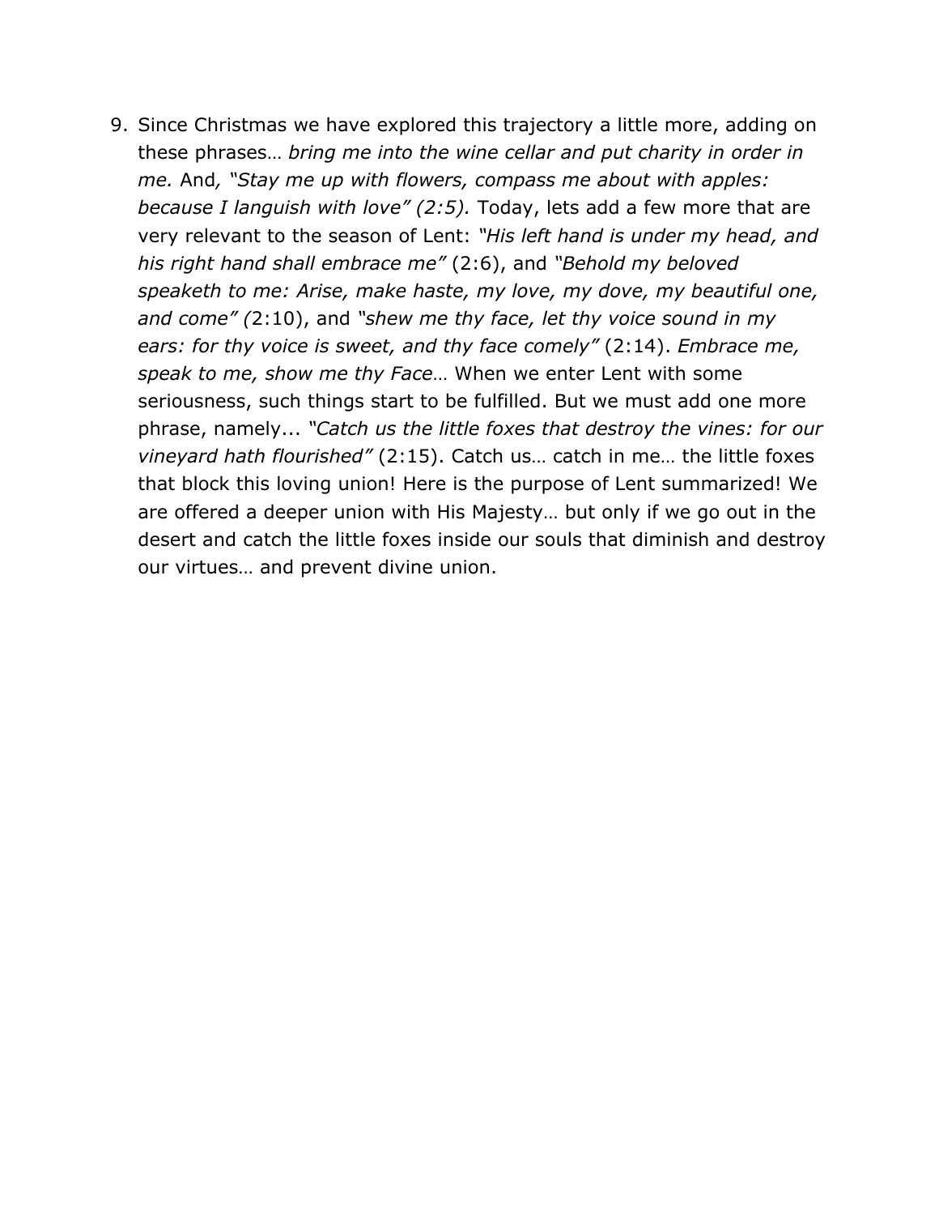9. Since Christmas we have explored this trajectory a little more, adding on these phrases… *bring me into the wine cellar and put charity in order in me.* And*, "Stay me up with flowers, compass me about with apples: because I languish with love" (2:5).* Today, lets add a few more that are very relevant to the season of Lent: *"His left hand is under my head, and his right hand shall embrace me"* (2:6), and *"Behold my beloved speaketh to me: Arise, make haste, my love, my dove, my beautiful one, and come" (*2:10), and *"shew me thy face, let thy voice sound in my ears: for thy voice is sweet, and thy face comely"* (2:14). *Embrace me, speak to me, show me thy Face*… When we enter Lent with some seriousness, such things start to be fulfilled. But we must add one more phrase, namely... *"Catch us the little foxes that destroy the vines: for our vineyard hath flourished"* (2:15). Catch us… catch in me… the little foxes that block this loving union! Here is the purpose of Lent summarized! We are offered a deeper union with His Majesty… but only if we go out in the desert and catch the little foxes inside our souls that diminish and destroy our virtues… and prevent divine union.